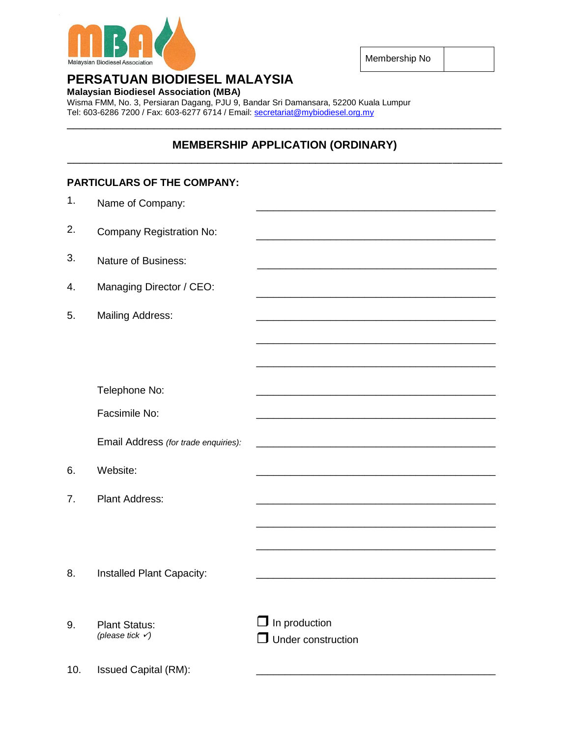Malaysian Biodiesel Association

| Membership No | |
|---|---|

# PERSATUAN BIODIESEL MALAYSIA

**Malaysian Biodiesel Association (MBA)**
Wisma FMM, No. 3, Persiaran Dagang, PJU 9, Bandar Sri Damansara, 52200 Kuala Lumpur
Tel: 603-6286 7200 / Fax: 603-6277 6714 / Email: secretariat@mybiodiesel.org.my

---

## MEMBERSHIP APPLICATION (ORDINARY)

---

**PARTICULARS OF THE COMPANY:**

1. Name of Company: ________________________________________

2. Company Registration No: ________________________________________

3. Nature of Business: ________________________________________

4. Managing Director / CEO: ________________________________________

5. Mailing Address: ________________________________________
   ________________________________________
   ________________________________________

   Telephone No: ________________________________________

   Facsimile No: ________________________________________

   Email Address *(for trade enquiries)*: ________________________________________

6. Website: ________________________________________

7. Plant Address: ________________________________________
   ________________________________________
   ________________________________________

8. Installed Plant Capacity: ________________________________________

9. Plant Status: *(please tick ✓)*
   ❒ In production
   ❒ Under construction

10. Issued Capital (RM): ________________________________________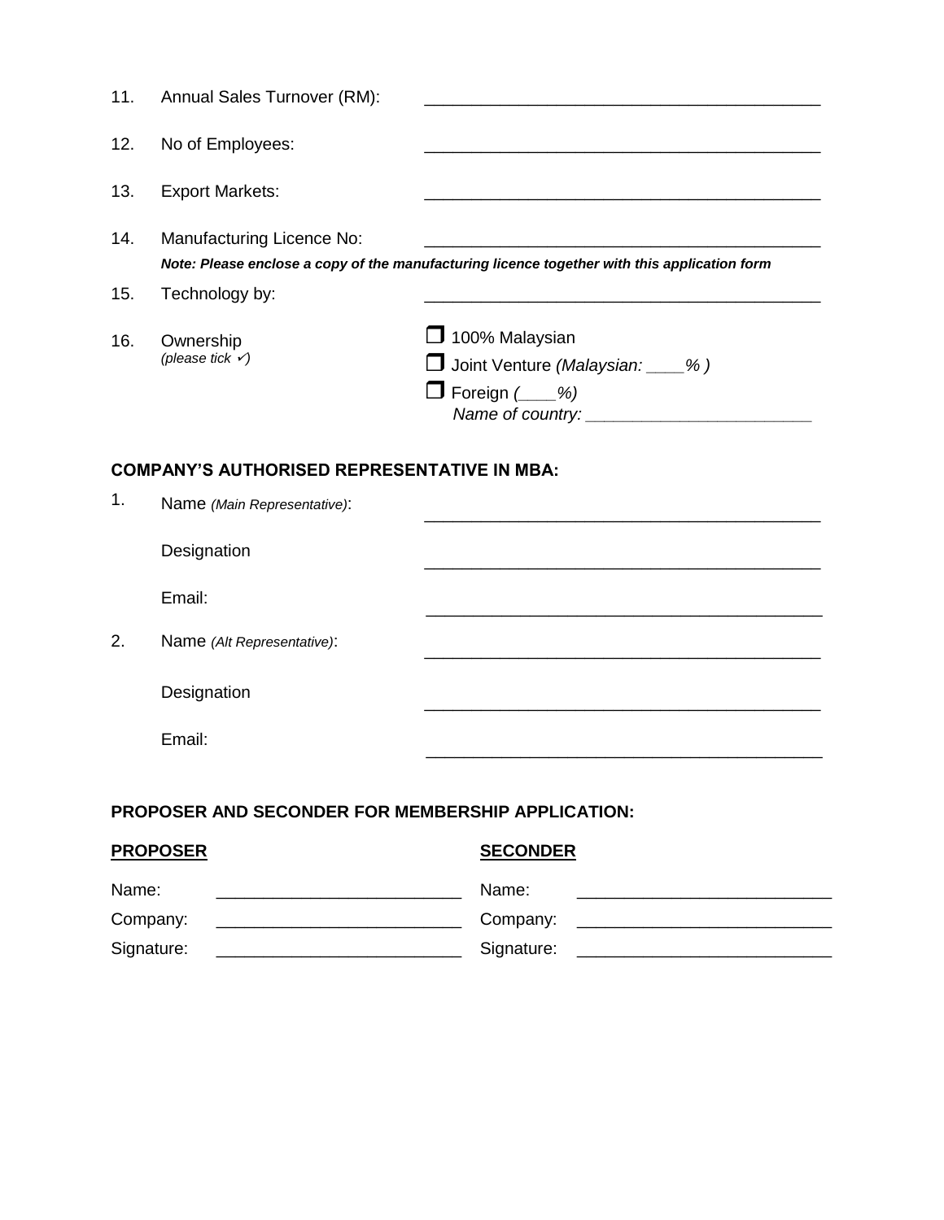11. Annual Sales Turnover (RM): ____________________________________________

12. No of Employees: ____________________________________________

13. Export Markets: ____________________________________________

14. Manufacturing Licence No: ____________________________________________

    ***Note: Please enclose a copy of the manufacturing licence together with this application form***

15. Technology by: ____________________________________________

16. Ownership *(please tick ✓)*

    ❒ 100% Malaysian

    ❒ Joint Venture *(Malaysian: ____% )*

    ❒ Foreign *(____%)*
    *Name of country: _______________________*

**COMPANY'S AUTHORISED REPRESENTATIVE IN MBA:**

1. Name *(Main Representative)*: ____________________________________________

   Designation ____________________________________________

   Email: ____________________________________________

2. Name *(Alt Representative)*: ____________________________________________

   Designation ____________________________________________

   Email: ____________________________________________

**PROPOSER AND SECONDER FOR MEMBERSHIP APPLICATION:**

| **PROPOSER** | | **SECONDER** | |
|---|---|---|---|
| Name: | __________________________ | Name: | __________________________ |
| Company: | __________________________ | Company: | __________________________ |
| Signature: | __________________________ | Signature: | __________________________ |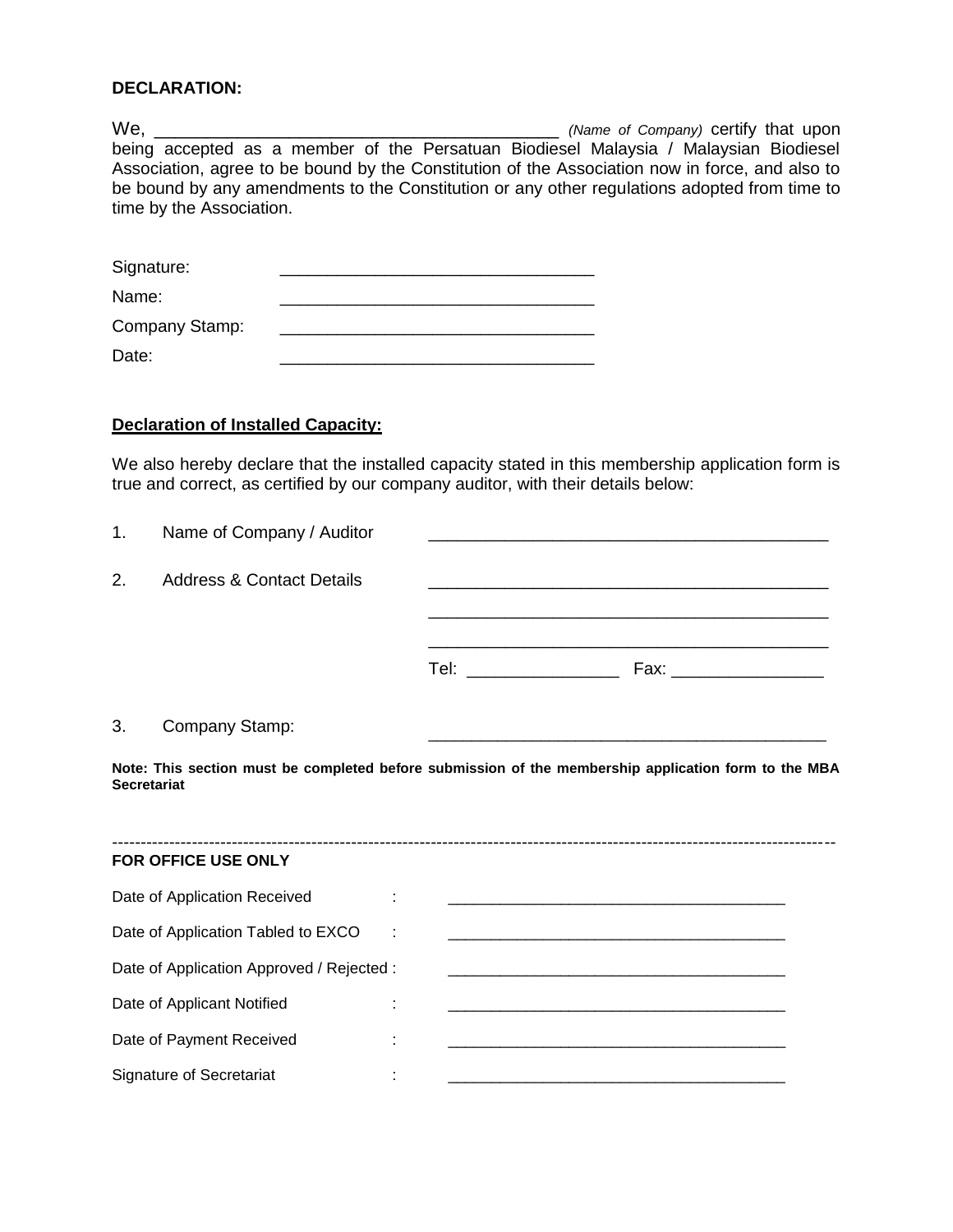**DECLARATION:**

We, ________________________________________ *(Name of Company)* certify that upon being accepted as a member of the Persatuan Biodiesel Malaysia / Malaysian Biodiesel Association, agree to be bound by the Constitution of the Association now in force, and also to be bound by any amendments to the Constitution or any other regulations adopted from time to time by the Association.

Signature: ________________________________

Name: ________________________________

Company Stamp: ________________________________

Date: ________________________________

**Declaration of Installed Capacity:**

We also hereby declare that the installed capacity stated in this membership application form is true and correct, as certified by our company auditor, with their details below:

1. Name of Company / Auditor ________________________________________

2. Address & Contact Details ________________________________________

   ________________________________________

   ________________________________________

   Tel: _______________ Fax: _______________

3. Company Stamp: ________________________________________

**Note: This section must be completed before submission of the membership application form to the MBA Secretariat**

---

**FOR OFFICE USE ONLY**

Date of Application Received : ________________________________

Date of Application Tabled to EXCO : ________________________________

Date of Application Approved / Rejected : ________________________________

Date of Applicant Notified : ________________________________

Date of Payment Received : ________________________________

Signature of Secretariat : ________________________________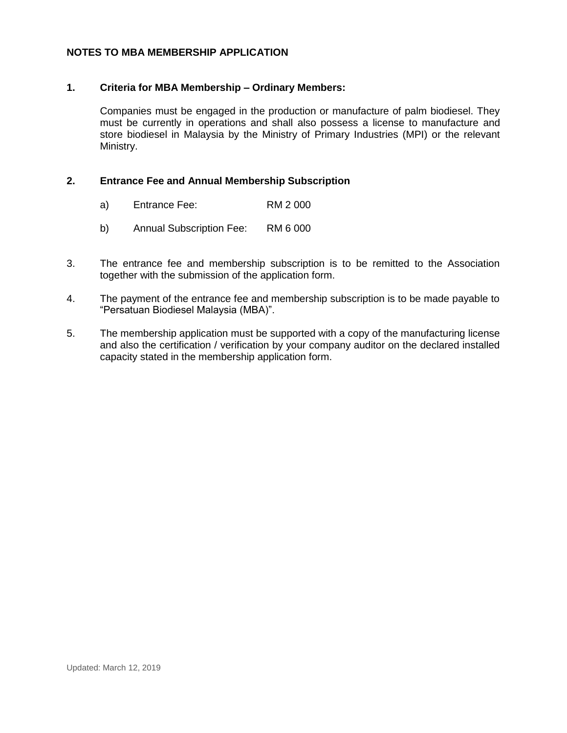**NOTES TO MBA MEMBERSHIP APPLICATION**

**1. Criteria for MBA Membership – Ordinary Members:**

Companies must be engaged in the production or manufacture of palm biodiesel. They must be currently in operations and shall also possess a license to manufacture and store biodiesel in Malaysia by the Ministry of Primary Industries (MPI) or the relevant Ministry.

**2. Entrance Fee and Annual Membership Subscription**

a) Entrance Fee: RM 2 000

b) Annual Subscription Fee: RM 6 000

3. The entrance fee and membership subscription is to be remitted to the Association together with the submission of the application form.

4. The payment of the entrance fee and membership subscription is to be made payable to "Persatuan Biodiesel Malaysia (MBA)".

5. The membership application must be supported with a copy of the manufacturing license and also the certification / verification by your company auditor on the declared installed capacity stated in the membership application form.

Updated: March 12, 2019